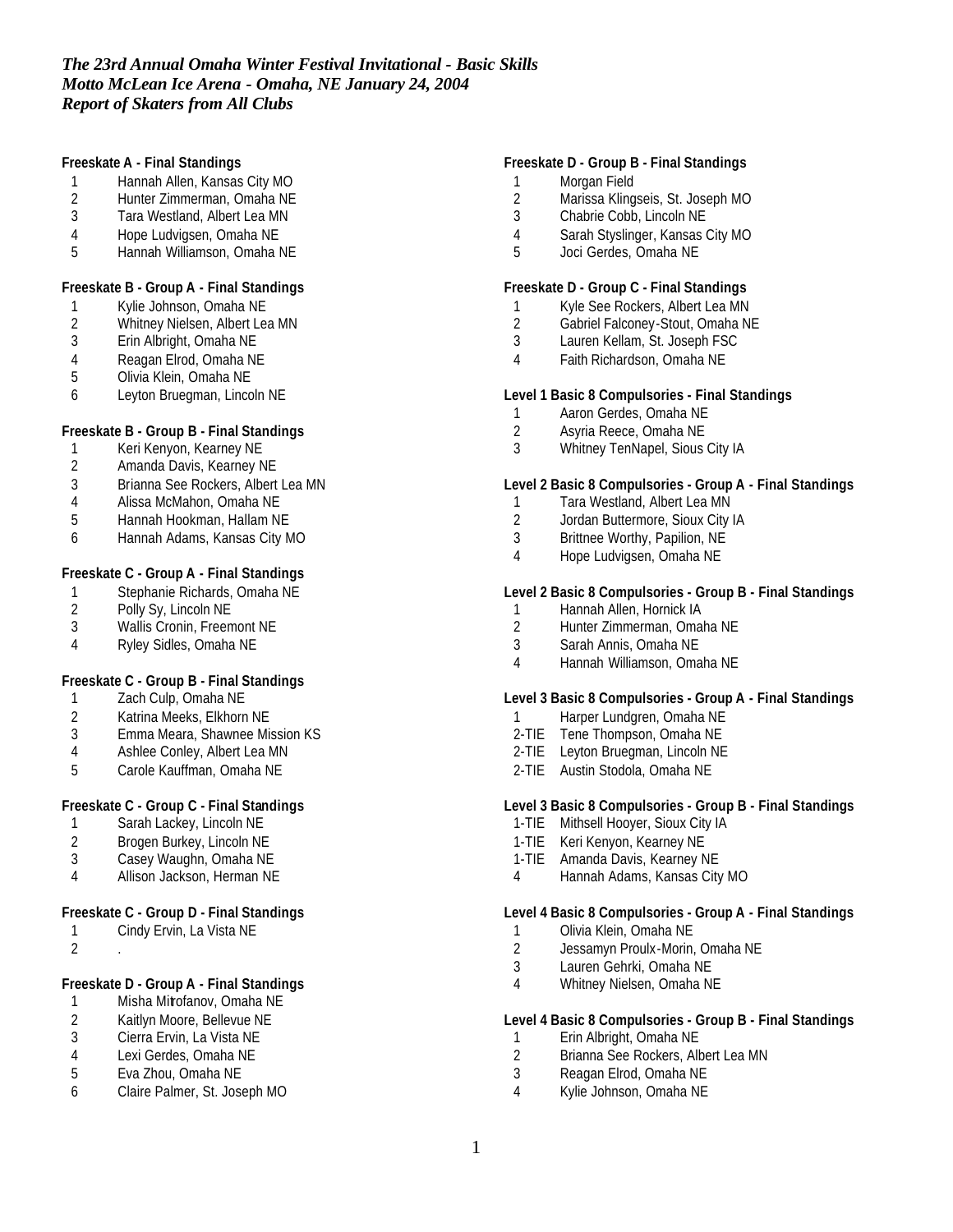*The 23rd Annual Omaha Winter Festival Invitational - Basic Skills*
*Motto McLean Ice Arena - Omaha, NE January 24, 2004*
*Report of Skaters from All Clubs*

**Freeskate A - Final Standings**

1 Hannah Allen, Kansas City MO
2 Hunter Zimmerman, Omaha NE
3 Tara Westland, Albert Lea MN
4 Hope Ludvigsen, Omaha NE
5 Hannah Williamson, Omaha NE

**Freeskate B - Group A - Final Standings**

1 Kylie Johnson, Omaha NE
2 Whitney Nielsen, Albert Lea MN
3 Erin Albright, Omaha NE
4 Reagan Elrod, Omaha NE
5 Olivia Klein, Omaha NE
6 Leyton Bruegman, Lincoln NE

**Freeskate B - Group B - Final Standings**

1 Keri Kenyon, Kearney NE
2 Amanda Davis, Kearney NE
3 Brianna See Rockers, Albert Lea MN
4 Alissa McMahon, Omaha NE
5 Hannah Hookman, Hallam NE
6 Hannah Adams, Kansas City MO

**Freeskate C - Group A - Final Standings**

1 Stephanie Richards, Omaha NE
2 Polly Sy, Lincoln NE
3 Wallis Cronin, Freemont NE
4 Ryley Sidles, Omaha NE

**Freeskate C - Group B - Final Standings**

1 Zach Culp, Omaha NE
2 Katrina Meeks, Elkhorn NE
3 Emma Meara, Shawnee Mission KS
4 Ashlee Conley, Albert Lea MN
5 Carole Kauffman, Omaha NE

**Freeskate C - Group C - Final Standings**

1 Sarah Lackey, Lincoln NE
2 Brogen Burkey, Lincoln NE
3 Casey Waughn, Omaha NE
4 Allison Jackson, Herman NE

**Freeskate C - Group D - Final Standings**

1 Cindy Ervin, La Vista NE
2 .

**Freeskate D - Group A - Final Standings**

1 Misha Mitrofanov, Omaha NE
2 Kaitlyn Moore, Bellevue NE
3 Cierra Ervin, La Vista NE
4 Lexi Gerdes, Omaha NE
5 Eva Zhou, Omaha NE
6 Claire Palmer, St. Joseph MO

**Freeskate D - Group B - Final Standings**

1 Morgan Field
2 Marissa Klingseis, St. Joseph MO
3 Chabrie Cobb, Lincoln NE
4 Sarah Styslinger, Kansas City MO
5 Joci Gerdes, Omaha NE

**Freeskate D - Group C - Final Standings**

1 Kyle See Rockers, Albert Lea MN
2 Gabriel Falconey-Stout, Omaha NE
3 Lauren Kellam, St. Joseph FSC
4 Faith Richardson, Omaha NE

**Level 1 Basic 8 Compulsories - Final Standings**

1 Aaron Gerdes, Omaha NE
2 Asyria Reece, Omaha NE
3 Whitney TenNapel, Sious City IA

**Level 2 Basic 8 Compulsories - Group A - Final Standings**

1 Tara Westland, Albert Lea MN
2 Jordan Buttermore, Sioux City IA
3 Brittnee Worthy, Papilion, NE
4 Hope Ludvigsen, Omaha NE

**Level 2 Basic 8 Compulsories - Group B - Final Standings**

1 Hannah Allen, Hornick IA
2 Hunter Zimmerman, Omaha NE
3 Sarah Annis, Omaha NE
4 Hannah Williamson, Omaha NE

**Level 3 Basic 8 Compulsories - Group A - Final Standings**

1 Harper Lundgren, Omaha NE
2-TIE Tene Thompson, Omaha NE
2-TIE Leyton Bruegman, Lincoln NE
2-TIE Austin Stodola, Omaha NE

**Level 3 Basic 8 Compulsories - Group B - Final Standings**

1-TIE Mithsell Hooyer, Sioux City IA
1-TIE Keri Kenyon, Kearney NE
1-TIE Amanda Davis, Kearney NE
4 Hannah Adams, Kansas City MO

**Level 4 Basic 8 Compulsories - Group A - Final Standings**

1 Olivia Klein, Omaha NE
2 Jessamyn Proulx-Morin, Omaha NE
3 Lauren Gehrki, Omaha NE
4 Whitney Nielsen, Omaha NE

**Level 4 Basic 8 Compulsories - Group B - Final Standings**

1 Erin Albright, Omaha NE
2 Brianna See Rockers, Albert Lea MN
3 Reagan Elrod, Omaha NE
4 Kylie Johnson, Omaha NE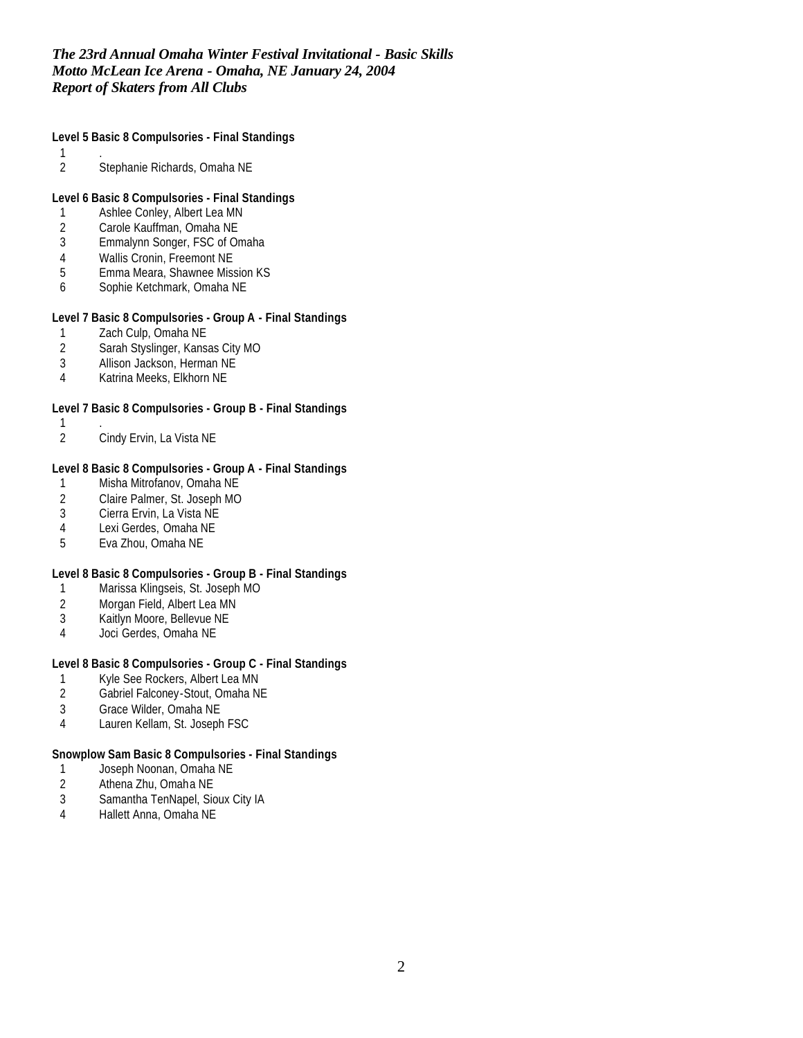*The 23rd Annual Omaha Winter Festival Invitational - Basic Skills*
*Motto McLean Ice Arena - Omaha, NE January 24, 2004*
*Report of Skaters from All Clubs*

**Level 5 Basic 8 Compulsories - Final Standings**

1 .
2 Stephanie Richards, Omaha NE

**Level 6 Basic 8 Compulsories - Final Standings**

1 Ashlee Conley, Albert Lea MN
2 Carole Kauffman, Omaha NE
3 Emmalynn Songer, FSC of Omaha
4 Wallis Cronin, Freemont NE
5 Emma Meara, Shawnee Mission KS
6 Sophie Ketchmark, Omaha NE

**Level 7 Basic 8 Compulsories - Group A - Final Standings**

1 Zach Culp, Omaha NE
2 Sarah Styslinger, Kansas City MO
3 Allison Jackson, Herman NE
4 Katrina Meeks, Elkhorn NE

**Level 7 Basic 8 Compulsories - Group B - Final Standings**

1 .
2 Cindy Ervin, La Vista NE

**Level 8 Basic 8 Compulsories - Group A - Final Standings**

1 Misha Mitrofanov, Omaha NE
2 Claire Palmer, St. Joseph MO
3 Cierra Ervin, La Vista NE
4 Lexi Gerdes, Omaha NE
5 Eva Zhou, Omaha NE

**Level 8 Basic 8 Compulsories - Group B - Final Standings**

1 Marissa Klingseis, St. Joseph MO
2 Morgan Field, Albert Lea MN
3 Kaitlyn Moore, Bellevue NE
4 Joci Gerdes, Omaha NE

**Level 8 Basic 8 Compulsories - Group C - Final Standings**

1 Kyle See Rockers, Albert Lea MN
2 Gabriel Falconey-Stout, Omaha NE
3 Grace Wilder, Omaha NE
4 Lauren Kellam, St. Joseph FSC

**Snowplow Sam Basic 8 Compulsories - Final Standings**

1 Joseph Noonan, Omaha NE
2 Athena Zhu, Omaha NE
3 Samantha TenNapel, Sioux City IA
4 Hallett Anna, Omaha NE